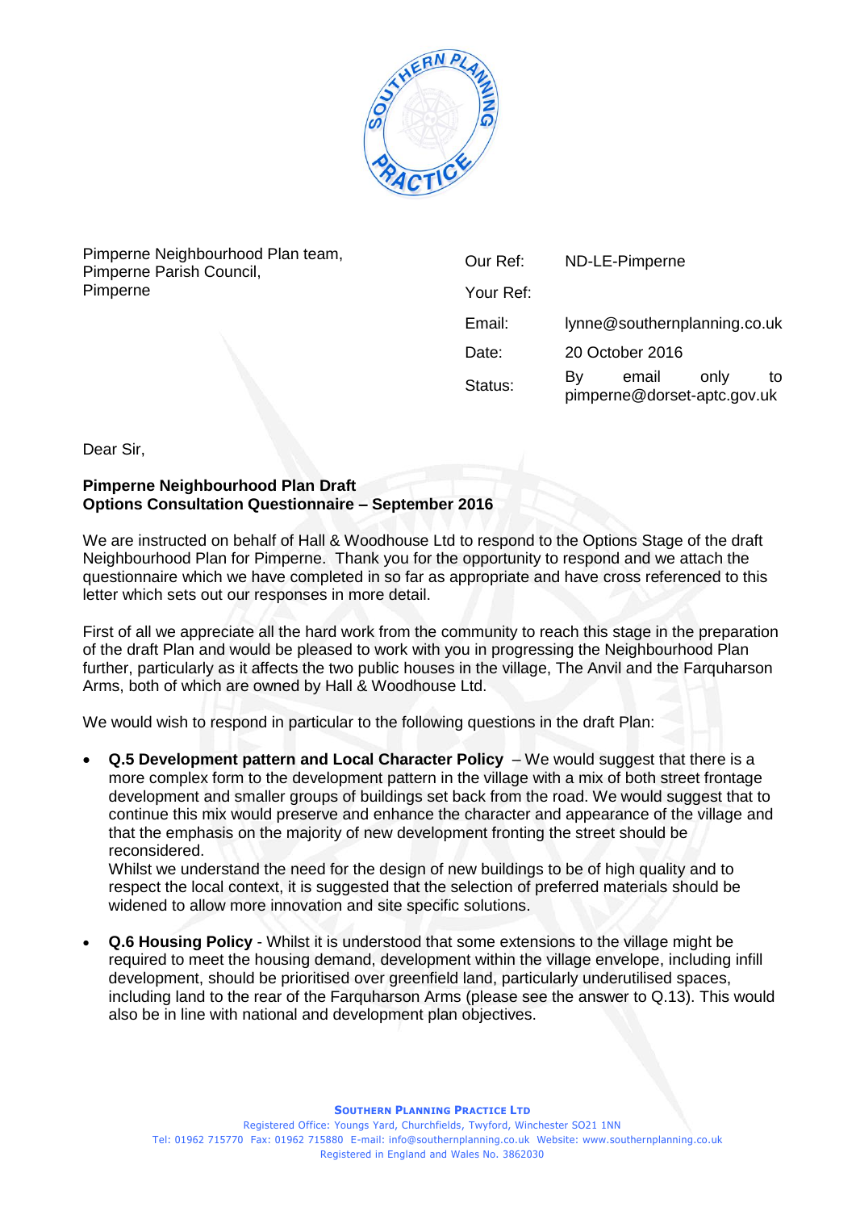Pimperne Neighbourhood Plan team,
Pimperne Parish Council,
Pimperne

| | |
|---|---|
| Our Ref: | ND-LE-Pimperne |
| Your Ref: | |
| Email: | lynne@southernplanning.co.uk |
| Date: | 20 October 2016 |
| Status: | By email only to pimperne@dorset-aptc.gov.uk |

Dear Sir,

**Pimperne Neighbourhood Plan Draft**
**Options Consultation Questionnaire – September 2016**

We are instructed on behalf of Hall & Woodhouse Ltd to respond to the Options Stage of the draft Neighbourhood Plan for Pimperne. Thank you for the opportunity to respond and we attach the questionnaire which we have completed in so far as appropriate and have cross referenced to this letter which sets out our responses in more detail.

First of all we appreciate all the hard work from the community to reach this stage in the preparation of the draft Plan and would be pleased to work with you in progressing the Neighbourhood Plan further, particularly as it affects the two public houses in the village, The Anvil and the Farquharson Arms, both of which are owned by Hall & Woodhouse Ltd.

We would wish to respond in particular to the following questions in the draft Plan:

- **Q.5 Development pattern and Local Character Policy** – We would suggest that there is a more complex form to the development pattern in the village with a mix of both street frontage development and smaller groups of buildings set back from the road. We would suggest that to continue this mix would preserve and enhance the character and appearance of the village and that the emphasis on the majority of new development fronting the street should be reconsidered.
  Whilst we understand the need for the design of new buildings to be of high quality and to respect the local context, it is suggested that the selection of preferred materials should be widened to allow more innovation and site specific solutions.

- **Q.6 Housing Policy** - Whilst it is understood that some extensions to the village might be required to meet the housing demand, development within the village envelope, including infill development, should be prioritised over greenfield land, particularly underutilised spaces, including land to the rear of the Farquharson Arms (please see the answer to Q.13). This would also be in line with national and development plan objectives.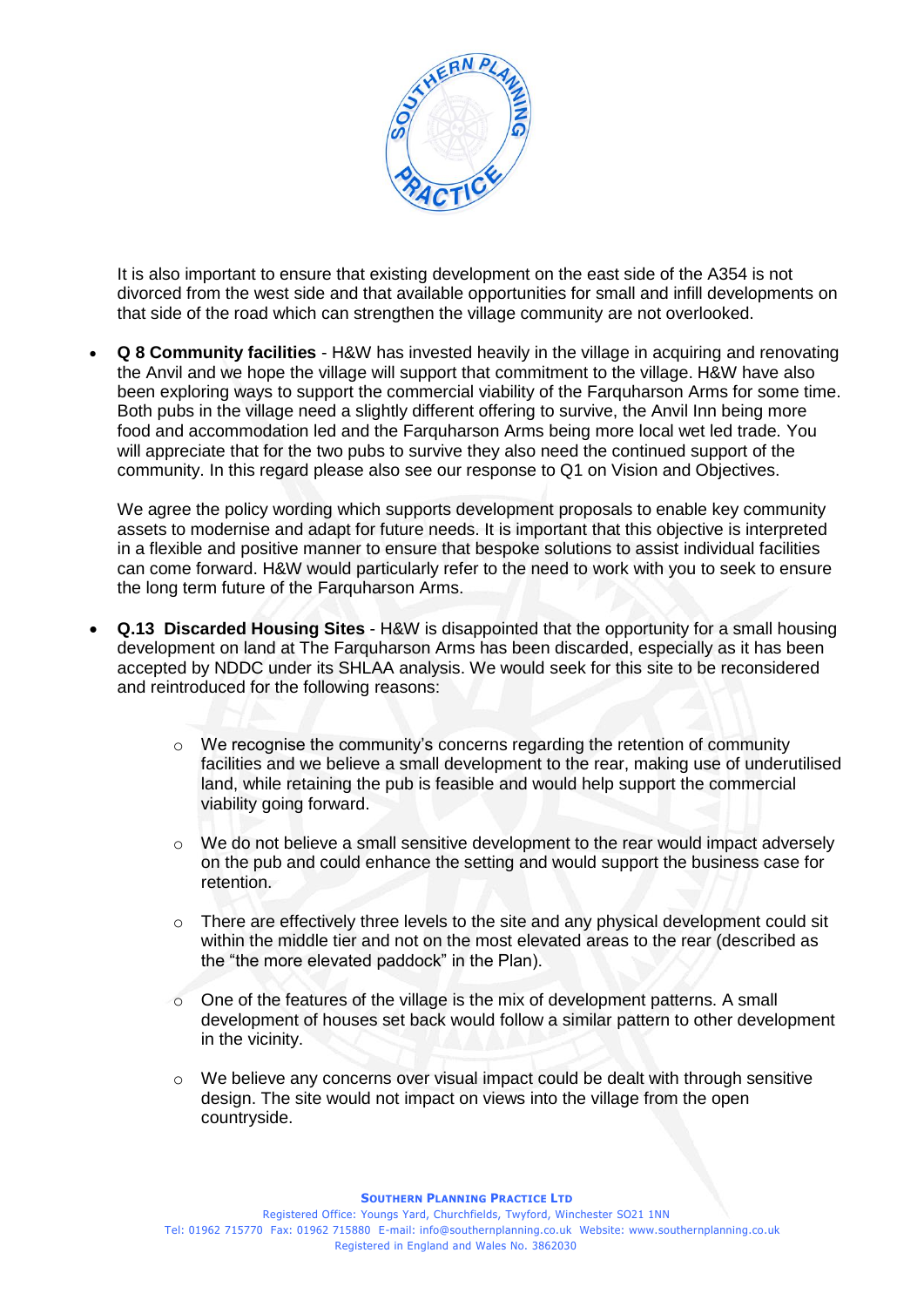It is also important to ensure that existing development on the east side of the A354 is not divorced from the west side and that available opportunities for small and infill developments on that side of the road which can strengthen the village community are not overlooked.

- **Q 8 Community facilities** - H&W has invested heavily in the village in acquiring and renovating the Anvil and we hope the village will support that commitment to the village. H&W have also been exploring ways to support the commercial viability of the Farquharson Arms for some time. Both pubs in the village need a slightly different offering to survive, the Anvil Inn being more food and accommodation led and the Farquharson Arms being more local wet led trade. You will appreciate that for the two pubs to survive they also need the continued support of the community. In this regard please also see our response to Q1 on Vision and Objectives.

  We agree the policy wording which supports development proposals to enable key community assets to modernise and adapt for future needs. It is important that this objective is interpreted in a flexible and positive manner to ensure that bespoke solutions to assist individual facilities can come forward. H&W would particularly refer to the need to work with you to seek to ensure the long term future of the Farquharson Arms.

- **Q.13 Discarded Housing Sites** - H&W is disappointed that the opportunity for a small housing development on land at The Farquharson Arms has been discarded, especially as it has been accepted by NDDC under its SHLAA analysis. We would seek for this site to be reconsidered and reintroduced for the following reasons:

  - We recognise the community's concerns regarding the retention of community facilities and we believe a small development to the rear, making use of underutilised land, while retaining the pub is feasible and would help support the commercial viability going forward.

  - We do not believe a small sensitive development to the rear would impact adversely on the pub and could enhance the setting and would support the business case for retention.

  - There are effectively three levels to the site and any physical development could sit within the middle tier and not on the most elevated areas to the rear (described as the "the more elevated paddock" in the Plan).

  - One of the features of the village is the mix of development patterns. A small development of houses set back would follow a similar pattern to other development in the vicinity.

  - We believe any concerns over visual impact could be dealt with through sensitive design. The site would not impact on views into the village from the open countryside.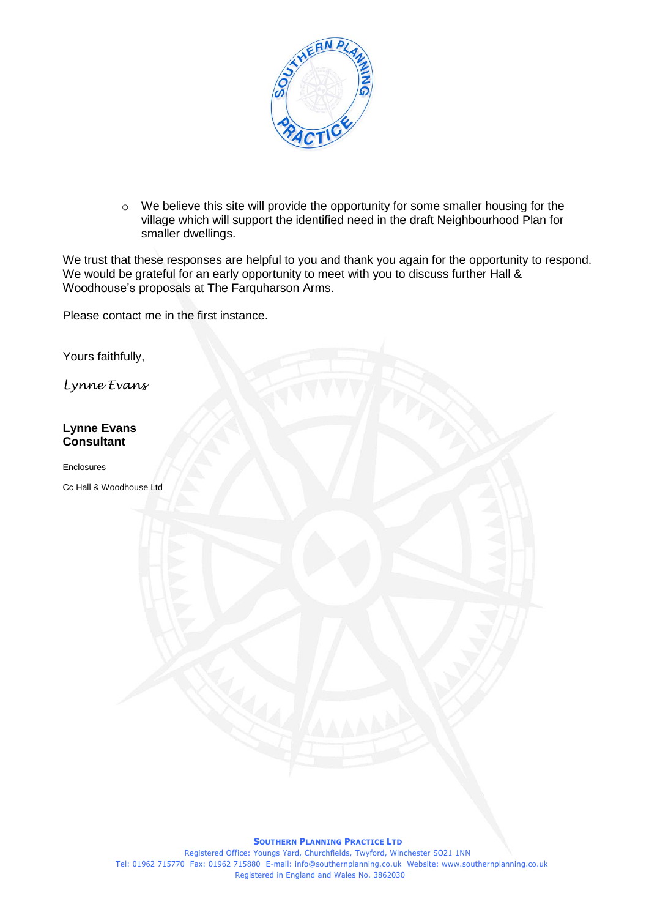- We believe this site will provide the opportunity for some smaller housing for the village which will support the identified need in the draft Neighbourhood Plan for smaller dwellings.

We trust that these responses are helpful to you and thank you again for the opportunity to respond. We would be grateful for an early opportunity to meet with you to discuss further Hall & Woodhouse's proposals at The Farquharson Arms.

Please contact me in the first instance.

Yours faithfully,

*Lynne Evans*

**Lynne Evans**
**Consultant**

Enclosures

Cc Hall & Woodhouse Ltd

**Southern Planning Practice Ltd**
Registered Office: Youngs Yard, Churchfields, Twyford, Winchester SO21 1NN
Tel: 01962 715770 Fax: 01962 715880 E-mail: info@southernplanning.co.uk Website: www.southernplanning.co.uk
Registered in England and Wales No. 3862030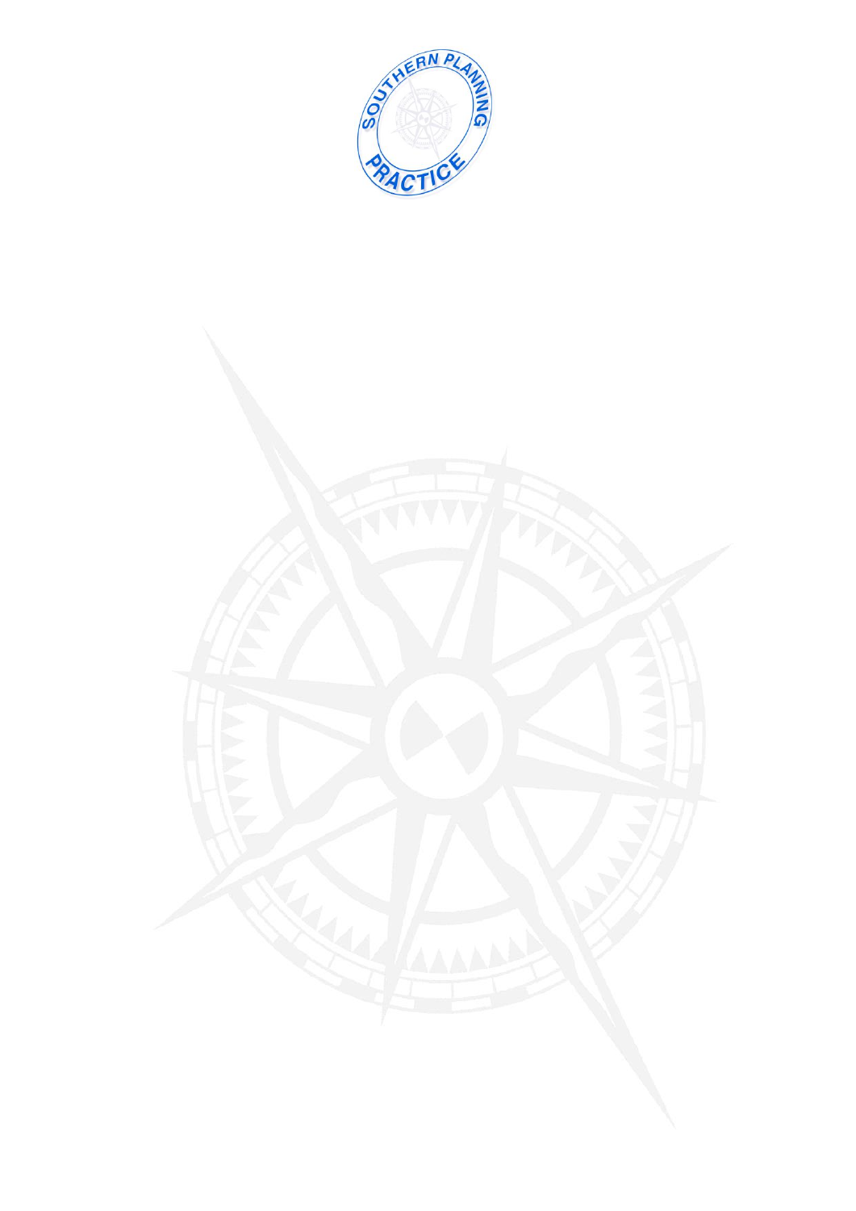SOUTHERN PLANNING PRACTICE